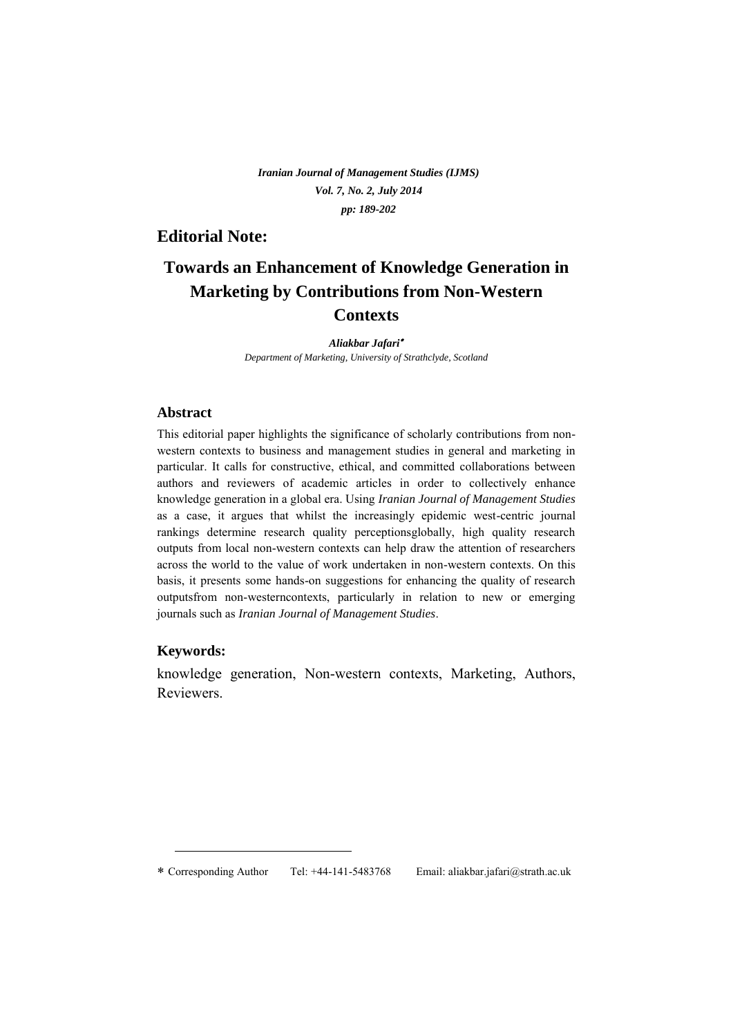## Editorial Note:

# Towards an Enhancement of Knowledge Generation in Marketing by Contributions from Non-Western Contexts

***Aliakbar Jafari*** *

*Department of Marketing, University of Strathclyde, Scotland*

### Abstract

This editorial paper highlights the significance of scholarly contributions from non-western contexts to business and management studies in general and marketing in particular. It calls for constructive, ethical, and committed collaborations between authors and reviewers of academic articles in order to collectively enhance knowledge generation in a global era. Using *Iranian Journal of Management Studies* as a case, it argues that whilst the increasingly epidemic west-centric journal rankings determine research quality perceptionsglobally, high quality research outputs from local non-western contexts can help draw the attention of researchers across the world to the value of work undertaken in non-western contexts. On this basis, it presents some hands-on suggestions for enhancing the quality of research outputsfrom non-westerncontexts, particularly in relation to new or emerging journals such as *Iranian Journal of Management Studies*.

### Keywords:

knowledge generation, Non-western contexts, Marketing, Authors, Reviewers.

---

* Corresponding Author Tel: +44-141-5483768 Email: aliakbar.jafari@strath.ac.uk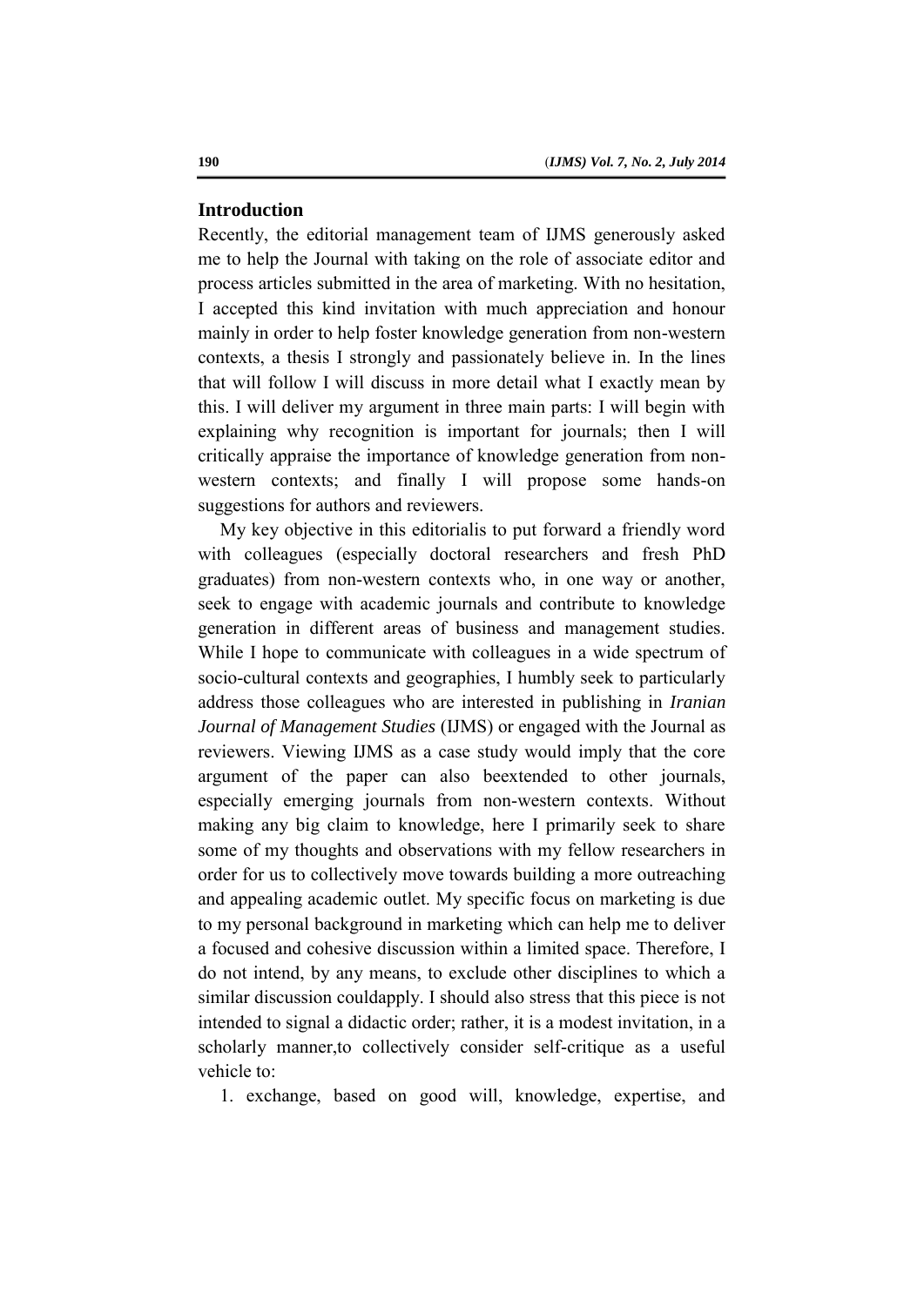## Introduction

Recently, the editorial management team of IJMS generously asked me to help the Journal with taking on the role of associate editor and process articles submitted in the area of marketing. With no hesitation, I accepted this kind invitation with much appreciation and honour mainly in order to help foster knowledge generation from non-western contexts, a thesis I strongly and passionately believe in. In the lines that will follow I will discuss in more detail what I exactly mean by this. I will deliver my argument in three main parts: I will begin with explaining why recognition is important for journals; then I will critically appraise the importance of knowledge generation from non-western contexts; and finally I will propose some hands-on suggestions for authors and reviewers.

My key objective in this editorialis to put forward a friendly word with colleagues (especially doctoral researchers and fresh PhD graduates) from non-western contexts who, in one way or another, seek to engage with academic journals and contribute to knowledge generation in different areas of business and management studies. While I hope to communicate with colleagues in a wide spectrum of socio-cultural contexts and geographies, I humbly seek to particularly address those colleagues who are interested in publishing in *Iranian Journal of Management Studies* (IJMS) or engaged with the Journal as reviewers. Viewing IJMS as a case study would imply that the core argument of the paper can also beextended to other journals, especially emerging journals from non-western contexts. Without making any big claim to knowledge, here I primarily seek to share some of my thoughts and observations with my fellow researchers in order for us to collectively move towards building a more outreaching and appealing academic outlet. My specific focus on marketing is due to my personal background in marketing which can help me to deliver a focused and cohesive discussion within a limited space. Therefore, I do not intend, by any means, to exclude other disciplines to which a similar discussion couldapply. I should also stress that this piece is not intended to signal a didactic order; rather, it is a modest invitation, in a scholarly manner,to collectively consider self-critique as a useful vehicle to:

1. exchange, based on good will, knowledge, expertise, and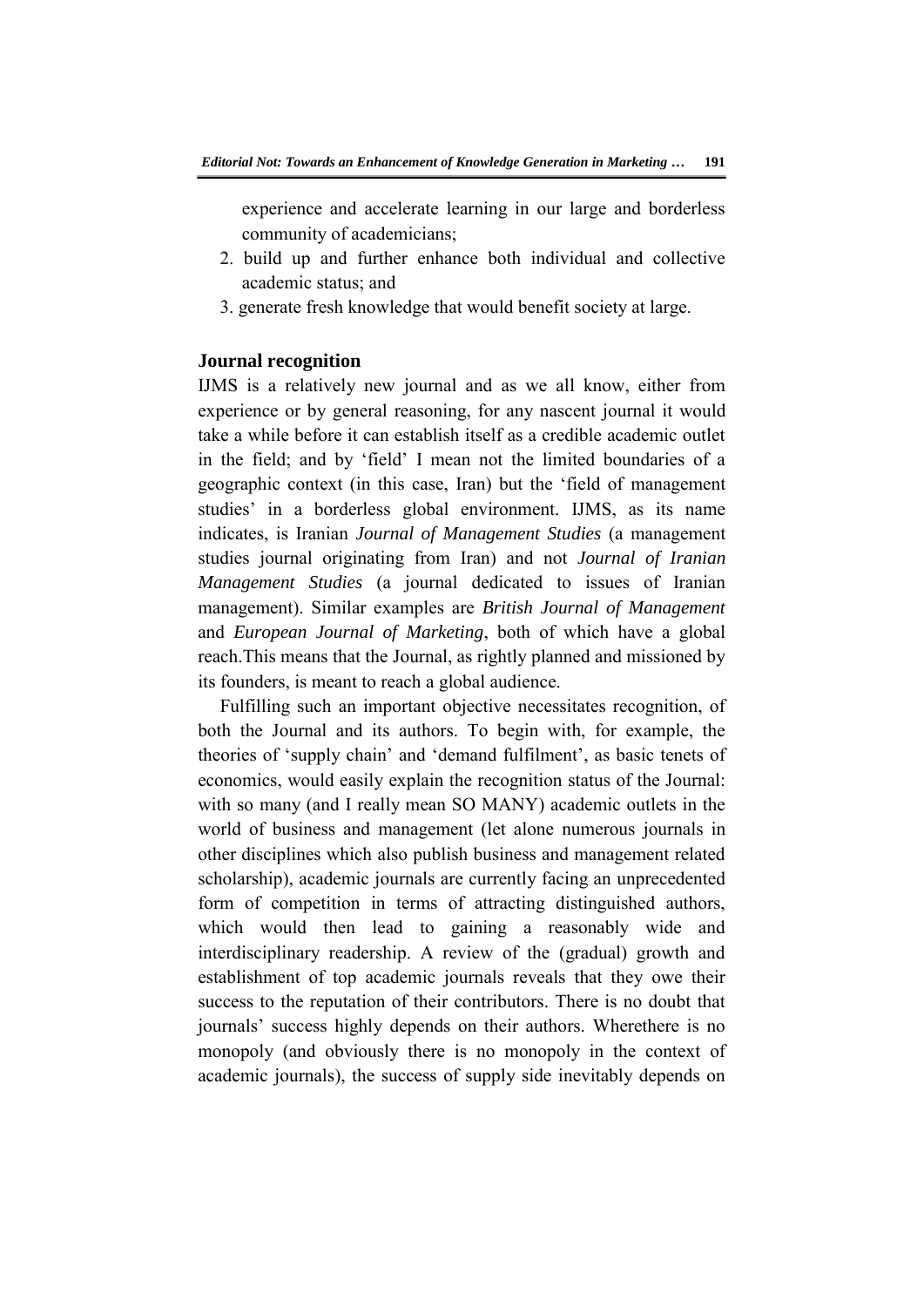experience and accelerate learning in our large and borderless community of academicians;

2. build up and further enhance both individual and collective academic status; and
3. generate fresh knowledge that would benefit society at large.

## Journal recognition

IJMS is a relatively new journal and as we all know, either from experience or by general reasoning, for any nascent journal it would take a while before it can establish itself as a credible academic outlet in the field; and by 'field' I mean not the limited boundaries of a geographic context (in this case, Iran) but the 'field of management studies' in a borderless global environment. IJMS, as its name indicates, is Iranian *Journal of Management Studies* (a management studies journal originating from Iran) and not *Journal of Iranian Management Studies* (a journal dedicated to issues of Iranian management). Similar examples are *British Journal of Management* and *European Journal of Marketing*, both of which have a global reach.This means that the Journal, as rightly planned and missioned by its founders, is meant to reach a global audience.

Fulfilling such an important objective necessitates recognition, of both the Journal and its authors. To begin with, for example, the theories of 'supply chain' and 'demand fulfilment', as basic tenets of economics, would easily explain the recognition status of the Journal: with so many (and I really mean SO MANY) academic outlets in the world of business and management (let alone numerous journals in other disciplines which also publish business and management related scholarship), academic journals are currently facing an unprecedented form of competition in terms of attracting distinguished authors, which would then lead to gaining a reasonably wide and interdisciplinary readership. A review of the (gradual) growth and establishment of top academic journals reveals that they owe their success to the reputation of their contributors. There is no doubt that journals' success highly depends on their authors. Wherethere is no monopoly (and obviously there is no monopoly in the context of academic journals), the success of supply side inevitably depends on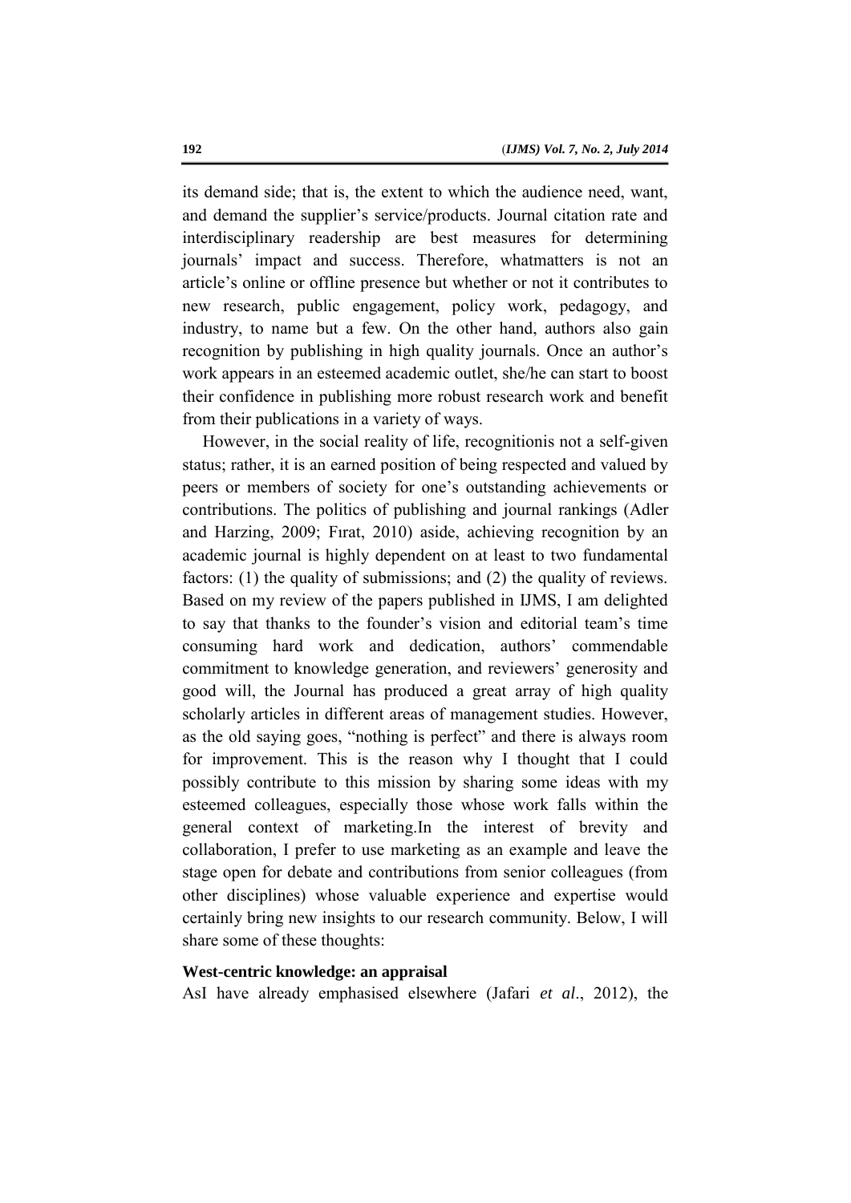its demand side; that is, the extent to which the audience need, want, and demand the supplier's service/products. Journal citation rate and interdisciplinary readership are best measures for determining journals' impact and success. Therefore, whatmatters is not an article's online or offline presence but whether or not it contributes to new research, public engagement, policy work, pedagogy, and industry, to name but a few. On the other hand, authors also gain recognition by publishing in high quality journals. Once an author's work appears in an esteemed academic outlet, she/he can start to boost their confidence in publishing more robust research work and benefit from their publications in a variety of ways.

However, in the social reality of life, recognitionis not a self-given status; rather, it is an earned position of being respected and valued by peers or members of society for one's outstanding achievements or contributions. The politics of publishing and journal rankings (Adler and Harzing, 2009; Fırat, 2010) aside, achieving recognition by an academic journal is highly dependent on at least to two fundamental factors: (1) the quality of submissions; and (2) the quality of reviews. Based on my review of the papers published in IJMS, I am delighted to say that thanks to the founder's vision and editorial team's time consuming hard work and dedication, authors' commendable commitment to knowledge generation, and reviewers' generosity and good will, the Journal has produced a great array of high quality scholarly articles in different areas of management studies. However, as the old saying goes, "nothing is perfect" and there is always room for improvement. This is the reason why I thought that I could possibly contribute to this mission by sharing some ideas with my esteemed colleagues, especially those whose work falls within the general context of marketing.In the interest of brevity and collaboration, I prefer to use marketing as an example and leave the stage open for debate and contributions from senior colleagues (from other disciplines) whose valuable experience and expertise would certainly bring new insights to our research community. Below, I will share some of these thoughts:

**West-centric knowledge: an appraisal**

AsI have already emphasised elsewhere (Jafari *et al*., 2012), the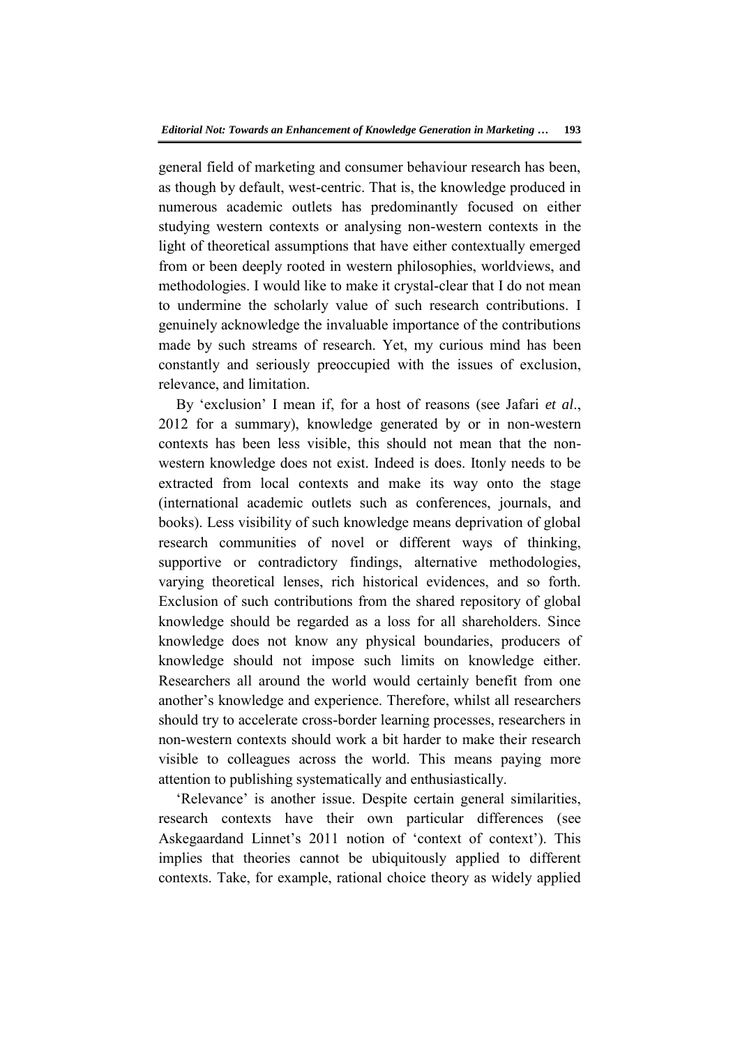general field of marketing and consumer behaviour research has been, as though by default, west-centric. That is, the knowledge produced in numerous academic outlets has predominantly focused on either studying western contexts or analysing non-western contexts in the light of theoretical assumptions that have either contextually emerged from or been deeply rooted in western philosophies, worldviews, and methodologies. I would like to make it crystal-clear that I do not mean to undermine the scholarly value of such research contributions. I genuinely acknowledge the invaluable importance of the contributions made by such streams of research. Yet, my curious mind has been constantly and seriously preoccupied with the issues of exclusion, relevance, and limitation.

By 'exclusion' I mean if, for a host of reasons (see Jafari *et al*., 2012 for a summary), knowledge generated by or in non-western contexts has been less visible, this should not mean that the non-western knowledge does not exist. Indeed is does. Itonly needs to be extracted from local contexts and make its way onto the stage (international academic outlets such as conferences, journals, and books). Less visibility of such knowledge means deprivation of global research communities of novel or different ways of thinking, supportive or contradictory findings, alternative methodologies, varying theoretical lenses, rich historical evidences, and so forth. Exclusion of such contributions from the shared repository of global knowledge should be regarded as a loss for all shareholders. Since knowledge does not know any physical boundaries, producers of knowledge should not impose such limits on knowledge either. Researchers all around the world would certainly benefit from one another's knowledge and experience. Therefore, whilst all researchers should try to accelerate cross-border learning processes, researchers in non-western contexts should work a bit harder to make their research visible to colleagues across the world. This means paying more attention to publishing systematically and enthusiastically.

'Relevance' is another issue. Despite certain general similarities, research contexts have their own particular differences (see Askegaardand Linnet's 2011 notion of 'context of context'). This implies that theories cannot be ubiquitously applied to different contexts. Take, for example, rational choice theory as widely applied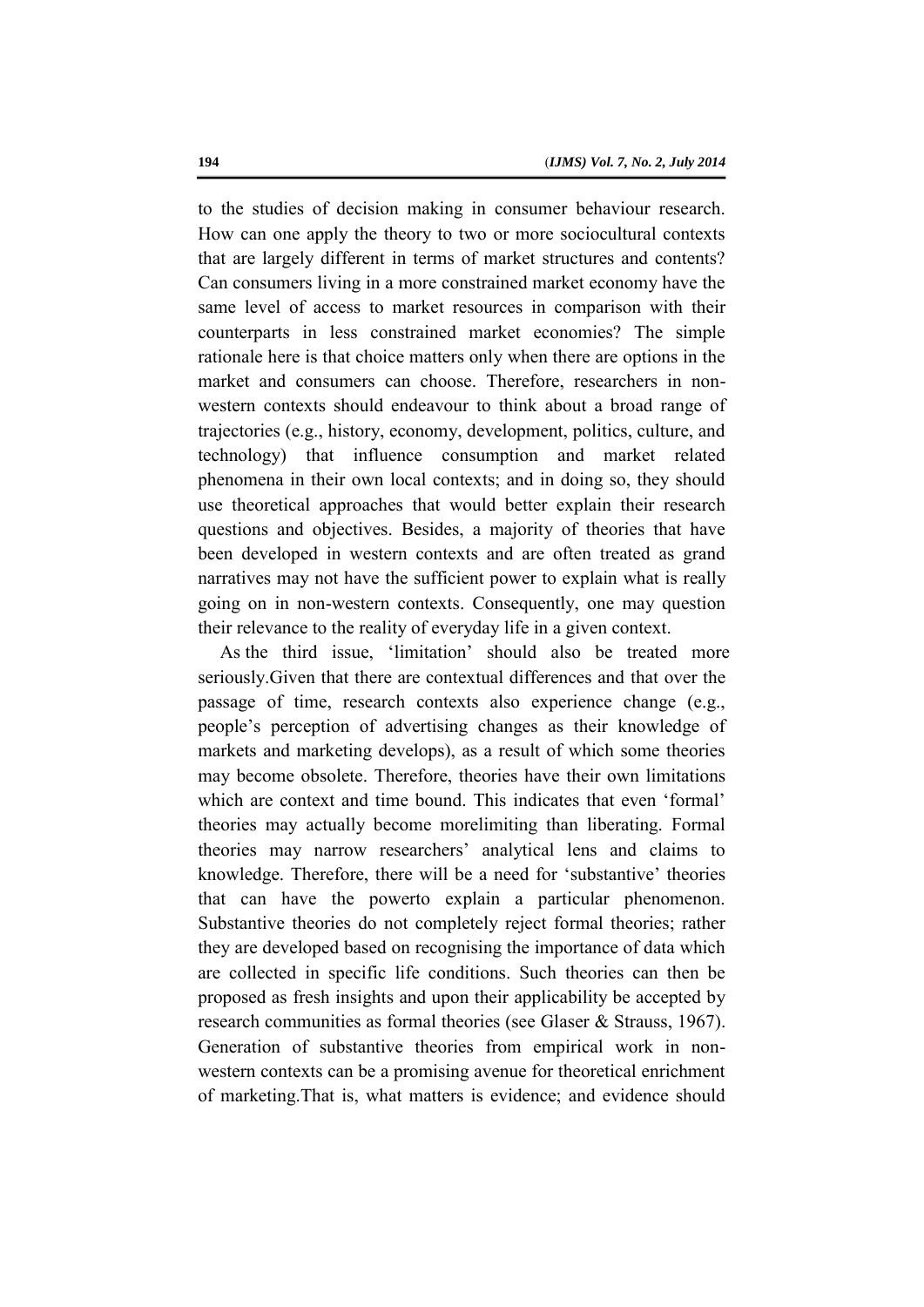to the studies of decision making in consumer behaviour research. How can one apply the theory to two or more sociocultural contexts that are largely different in terms of market structures and contents? Can consumers living in a more constrained market economy have the same level of access to market resources in comparison with their counterparts in less constrained market economies? The simple rationale here is that choice matters only when there are options in the market and consumers can choose. Therefore, researchers in non-western contexts should endeavour to think about a broad range of trajectories (e.g., history, economy, development, politics, culture, and technology) that influence consumption and market related phenomena in their own local contexts; and in doing so, they should use theoretical approaches that would better explain their research questions and objectives. Besides, a majority of theories that have been developed in western contexts and are often treated as grand narratives may not have the sufficient power to explain what is really going on in non-western contexts. Consequently, one may question their relevance to the reality of everyday life in a given context.

As the third issue, 'limitation' should also be treated more seriously.Given that there are contextual differences and that over the passage of time, research contexts also experience change (e.g., people's perception of advertising changes as their knowledge of markets and marketing develops), as a result of which some theories may become obsolete. Therefore, theories have their own limitations which are context and time bound. This indicates that even 'formal' theories may actually become morelimiting than liberating. Formal theories may narrow researchers' analytical lens and claims to knowledge. Therefore, there will be a need for 'substantive' theories that can have the powerto explain a particular phenomenon. Substantive theories do not completely reject formal theories; rather they are developed based on recognising the importance of data which are collected in specific life conditions. Such theories can then be proposed as fresh insights and upon their applicability be accepted by research communities as formal theories (see Glaser & Strauss, 1967). Generation of substantive theories from empirical work in non-western contexts can be a promising avenue for theoretical enrichment of marketing.That is, what matters is evidence; and evidence should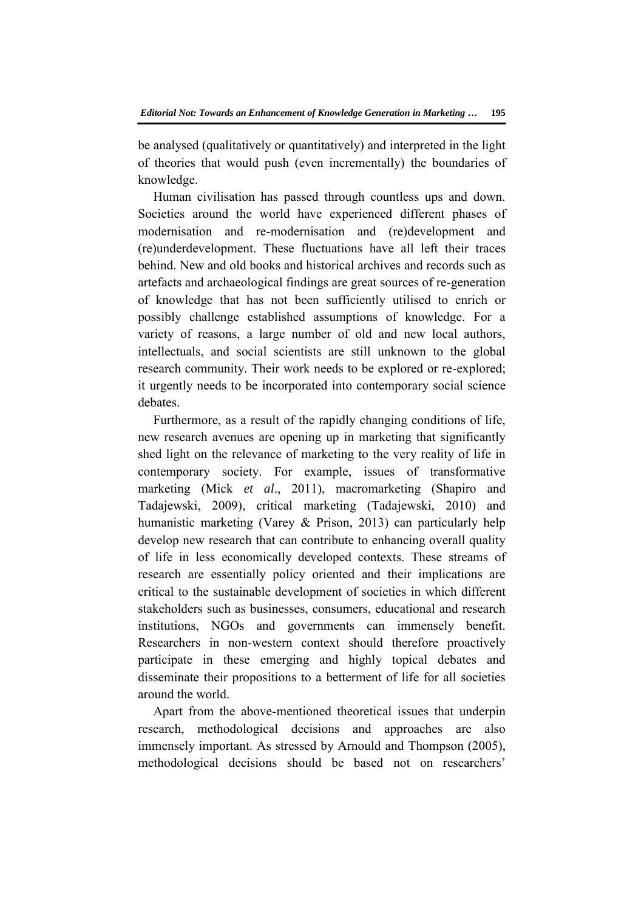be analysed (qualitatively or quantitatively) and interpreted in the light of theories that would push (even incrementally) the boundaries of knowledge.

Human civilisation has passed through countless ups and down. Societies around the world have experienced different phases of modernisation and re-modernisation and (re)development and (re)underdevelopment. These fluctuations have all left their traces behind. New and old books and historical archives and records such as artefacts and archaeological findings are great sources of re-generation of knowledge that has not been sufficiently utilised to enrich or possibly challenge established assumptions of knowledge. For a variety of reasons, a large number of old and new local authors, intellectuals, and social scientists are still unknown to the global research community. Their work needs to be explored or re-explored; it urgently needs to be incorporated into contemporary social science debates.

Furthermore, as a result of the rapidly changing conditions of life, new research avenues are opening up in marketing that significantly shed light on the relevance of marketing to the very reality of life in contemporary society. For example, issues of transformative marketing (Mick *et al*., 2011), macromarketing (Shapiro and Tadajewski, 2009), critical marketing (Tadajewski, 2010) and humanistic marketing (Varey & Prison, 2013) can particularly help develop new research that can contribute to enhancing overall quality of life in less economically developed contexts. These streams of research are essentially policy oriented and their implications are critical to the sustainable development of societies in which different stakeholders such as businesses, consumers, educational and research institutions, NGOs and governments can immensely benefit. Researchers in non-western context should therefore proactively participate in these emerging and highly topical debates and disseminate their propositions to a betterment of life for all societies around the world.

Apart from the above-mentioned theoretical issues that underpin research, methodological decisions and approaches are also immensely important. As stressed by Arnould and Thompson (2005), methodological decisions should be based not on researchers'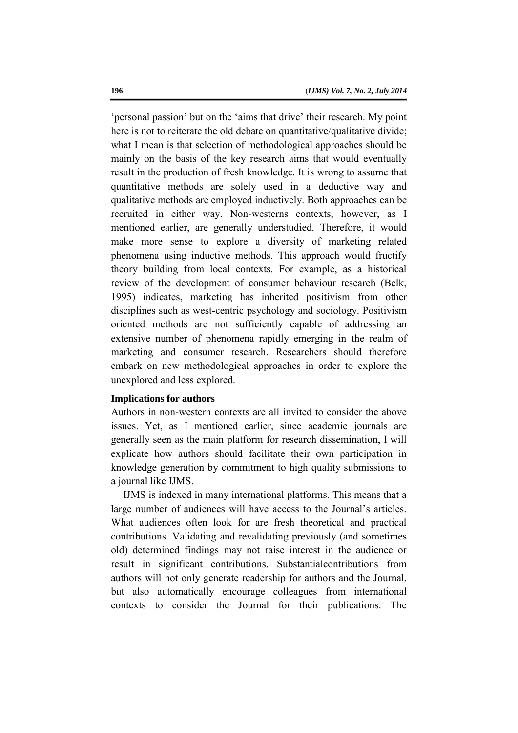'personal passion' but on the 'aims that drive' their research. My point here is not to reiterate the old debate on quantitative/qualitative divide; what I mean is that selection of methodological approaches should be mainly on the basis of the key research aims that would eventually result in the production of fresh knowledge. It is wrong to assume that quantitative methods are solely used in a deductive way and qualitative methods are employed inductively. Both approaches can be recruited in either way. Non-westerns contexts, however, as I mentioned earlier, are generally understudied. Therefore, it would make more sense to explore a diversity of marketing related phenomena using inductive methods. This approach would fructify theory building from local contexts. For example, as a historical review of the development of consumer behaviour research (Belk, 1995) indicates, marketing has inherited positivism from other disciplines such as west-centric psychology and sociology. Positivism oriented methods are not sufficiently capable of addressing an extensive number of phenomena rapidly emerging in the realm of marketing and consumer research. Researchers should therefore embark on new methodological approaches in order to explore the unexplored and less explored.

**Implications for authors**

Authors in non-western contexts are all invited to consider the above issues. Yet, as I mentioned earlier, since academic journals are generally seen as the main platform for research dissemination, I will explicate how authors should facilitate their own participation in knowledge generation by commitment to high quality submissions to a journal like IJMS.

IJMS is indexed in many international platforms. This means that a large number of audiences will have access to the Journal's articles. What audiences often look for are fresh theoretical and practical contributions. Validating and revalidating previously (and sometimes old) determined findings may not raise interest in the audience or result in significant contributions. Substantialcontributions from authors will not only generate readership for authors and the Journal, but also automatically encourage colleagues from international contexts to consider the Journal for their publications. The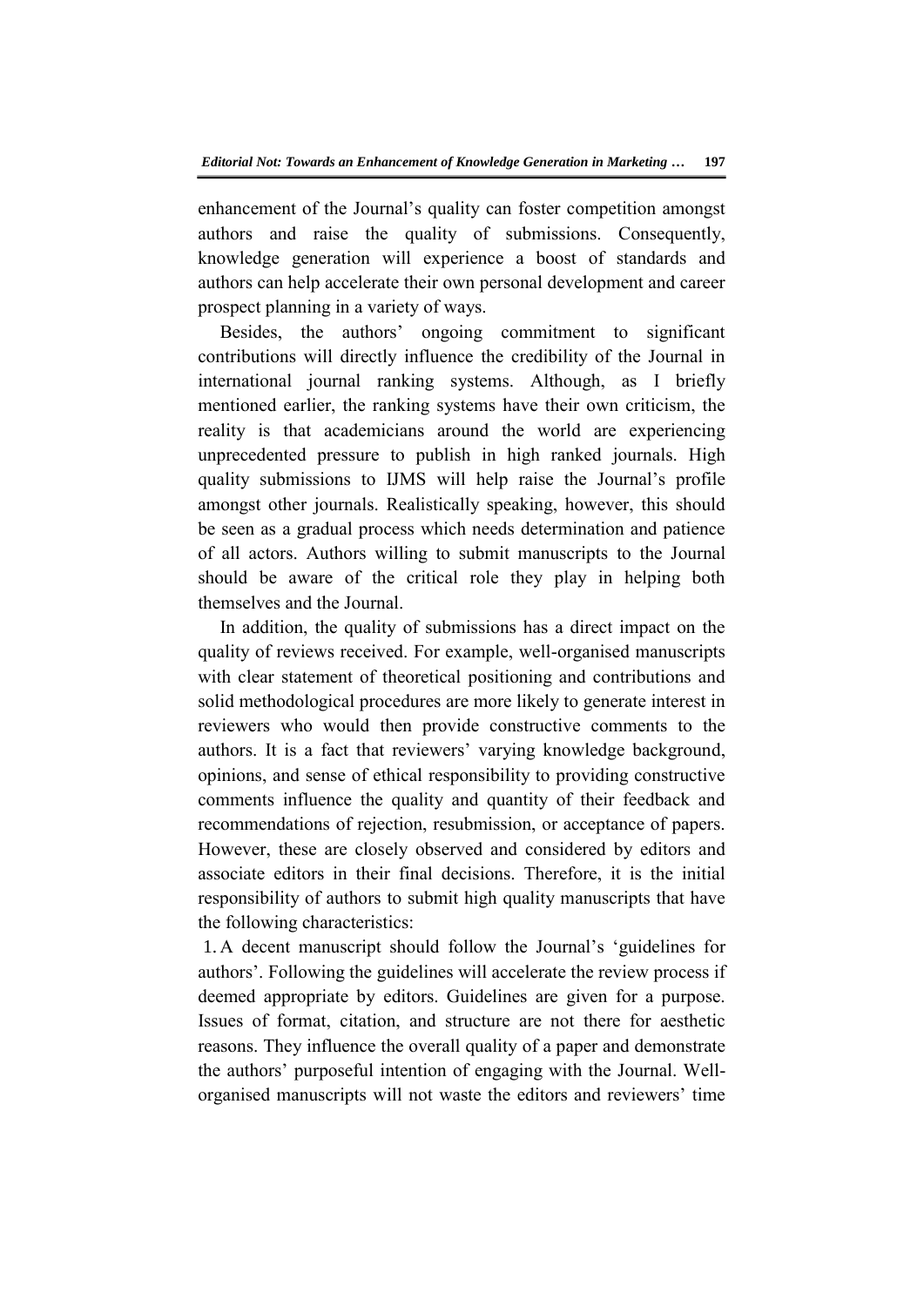enhancement of the Journal's quality can foster competition amongst authors and raise the quality of submissions. Consequently, knowledge generation will experience a boost of standards and authors can help accelerate their own personal development and career prospect planning in a variety of ways.

Besides, the authors' ongoing commitment to significant contributions will directly influence the credibility of the Journal in international journal ranking systems. Although, as I briefly mentioned earlier, the ranking systems have their own criticism, the reality is that academicians around the world are experiencing unprecedented pressure to publish in high ranked journals. High quality submissions to IJMS will help raise the Journal's profile amongst other journals. Realistically speaking, however, this should be seen as a gradual process which needs determination and patience of all actors. Authors willing to submit manuscripts to the Journal should be aware of the critical role they play in helping both themselves and the Journal.

In addition, the quality of submissions has a direct impact on the quality of reviews received. For example, well-organised manuscripts with clear statement of theoretical positioning and contributions and solid methodological procedures are more likely to generate interest in reviewers who would then provide constructive comments to the authors. It is a fact that reviewers' varying knowledge background, opinions, and sense of ethical responsibility to providing constructive comments influence the quality and quantity of their feedback and recommendations of rejection, resubmission, or acceptance of papers. However, these are closely observed and considered by editors and associate editors in their final decisions. Therefore, it is the initial responsibility of authors to submit high quality manuscripts that have the following characteristics:

1. A decent manuscript should follow the Journal's 'guidelines for authors'. Following the guidelines will accelerate the review process if deemed appropriate by editors. Guidelines are given for a purpose. Issues of format, citation, and structure are not there for aesthetic reasons. They influence the overall quality of a paper and demonstrate the authors' purposeful intention of engaging with the Journal. Well-organised manuscripts will not waste the editors and reviewers' time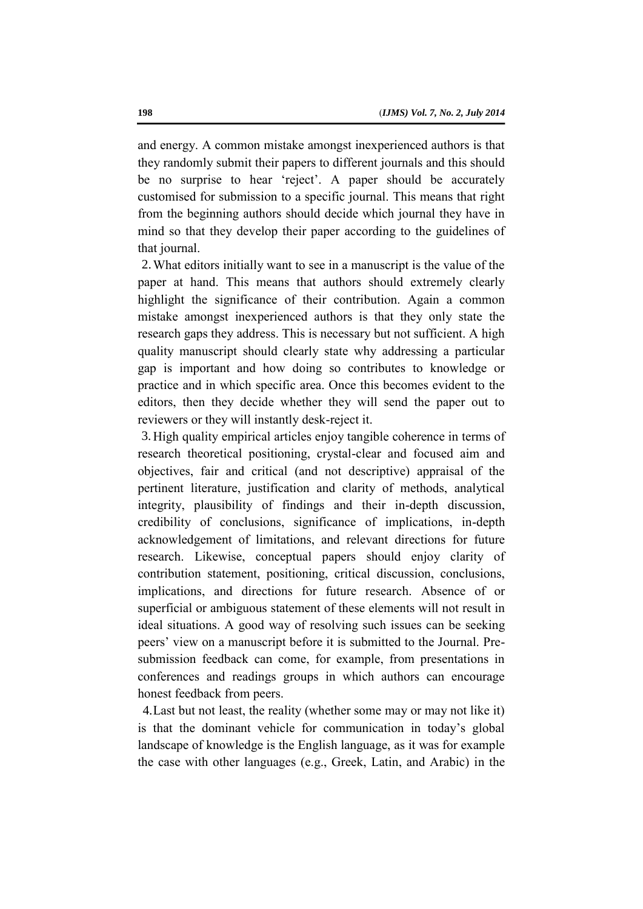and energy. A common mistake amongst inexperienced authors is that they randomly submit their papers to different journals and this should be no surprise to hear 'reject'. A paper should be accurately customised for submission to a specific journal. This means that right from the beginning authors should decide which journal they have in mind so that they develop their paper according to the guidelines of that journal.

2. What editors initially want to see in a manuscript is the value of the paper at hand. This means that authors should extremely clearly highlight the significance of their contribution. Again a common mistake amongst inexperienced authors is that they only state the research gaps they address. This is necessary but not sufficient. A high quality manuscript should clearly state why addressing a particular gap is important and how doing so contributes to knowledge or practice and in which specific area. Once this becomes evident to the editors, then they decide whether they will send the paper out to reviewers or they will instantly desk-reject it.

3. High quality empirical articles enjoy tangible coherence in terms of research theoretical positioning, crystal-clear and focused aim and objectives, fair and critical (and not descriptive) appraisal of the pertinent literature, justification and clarity of methods, analytical integrity, plausibility of findings and their in-depth discussion, credibility of conclusions, significance of implications, in-depth acknowledgement of limitations, and relevant directions for future research. Likewise, conceptual papers should enjoy clarity of contribution statement, positioning, critical discussion, conclusions, implications, and directions for future research. Absence of or superficial or ambiguous statement of these elements will not result in ideal situations. A good way of resolving such issues can be seeking peers' view on a manuscript before it is submitted to the Journal. Pre-submission feedback can come, for example, from presentations in conferences and readings groups in which authors can encourage honest feedback from peers.

4. Last but not least, the reality (whether some may or may not like it) is that the dominant vehicle for communication in today's global landscape of knowledge is the English language, as it was for example the case with other languages (e.g., Greek, Latin, and Arabic) in the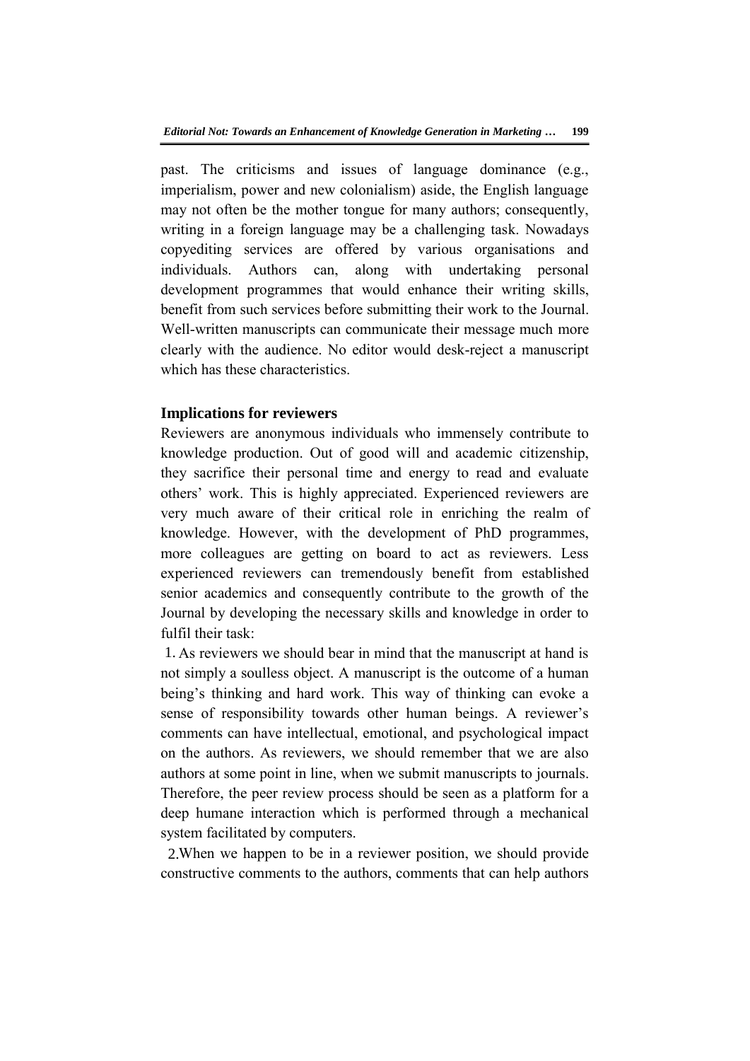past. The criticisms and issues of language dominance (e.g., imperialism, power and new colonialism) aside, the English language may not often be the mother tongue for many authors; consequently, writing in a foreign language may be a challenging task. Nowadays copyediting services are offered by various organisations and individuals. Authors can, along with undertaking personal development programmes that would enhance their writing skills, benefit from such services before submitting their work to the Journal. Well-written manuscripts can communicate their message much more clearly with the audience. No editor would desk-reject a manuscript which has these characteristics.

### Implications for reviewers

Reviewers are anonymous individuals who immensely contribute to knowledge production. Out of good will and academic citizenship, they sacrifice their personal time and energy to read and evaluate others' work. This is highly appreciated. Experienced reviewers are very much aware of their critical role in enriching the realm of knowledge. However, with the development of PhD programmes, more colleagues are getting on board to act as reviewers. Less experienced reviewers can tremendously benefit from established senior academics and consequently contribute to the growth of the Journal by developing the necessary skills and knowledge in order to fulfil their task:

1. As reviewers we should bear in mind that the manuscript at hand is not simply a soulless object. A manuscript is the outcome of a human being's thinking and hard work. This way of thinking can evoke a sense of responsibility towards other human beings. A reviewer's comments can have intellectual, emotional, and psychological impact on the authors. As reviewers, we should remember that we are also authors at some point in line, when we submit manuscripts to journals. Therefore, the peer review process should be seen as a platform for a deep humane interaction which is performed through a mechanical system facilitated by computers.
2. When we happen to be in a reviewer position, we should provide constructive comments to the authors, comments that can help authors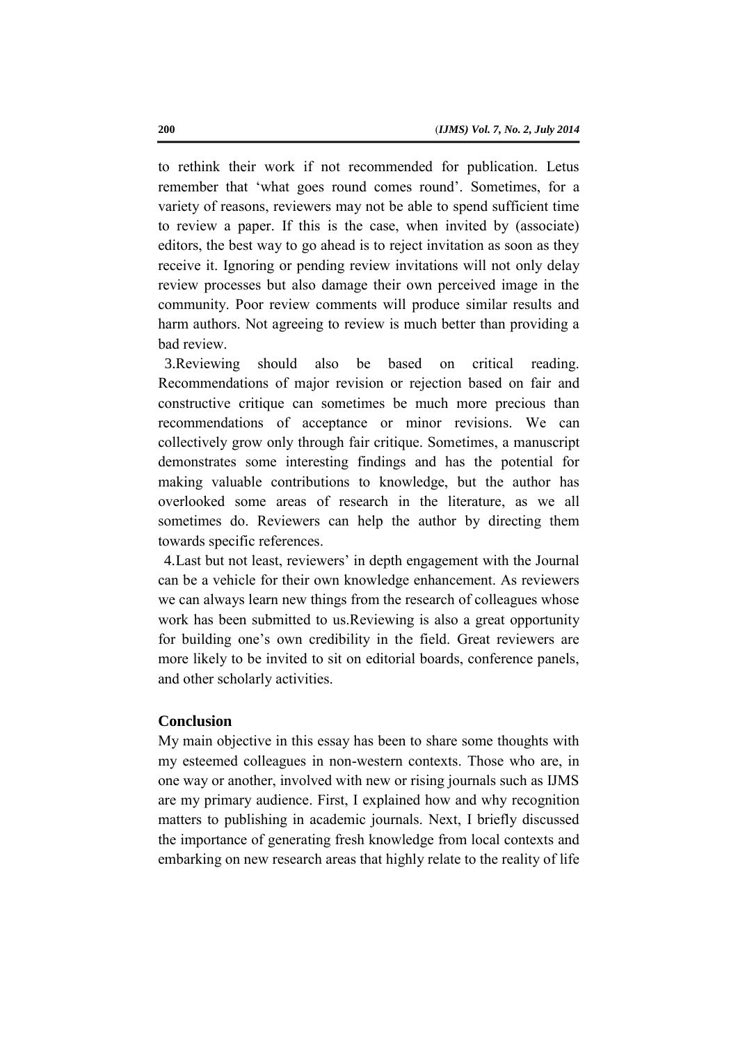to rethink their work if not recommended for publication. Letus remember that 'what goes round comes round'. Sometimes, for a variety of reasons, reviewers may not be able to spend sufficient time to review a paper. If this is the case, when invited by (associate) editors, the best way to go ahead is to reject invitation as soon as they receive it. Ignoring or pending review invitations will not only delay review processes but also damage their own perceived image in the community. Poor review comments will produce similar results and harm authors. Not agreeing to review is much better than providing a bad review.

3.Reviewing should also be based on critical reading. Recommendations of major revision or rejection based on fair and constructive critique can sometimes be much more precious than recommendations of acceptance or minor revisions. We can collectively grow only through fair critique. Sometimes, a manuscript demonstrates some interesting findings and has the potential for making valuable contributions to knowledge, but the author has overlooked some areas of research in the literature, as we all sometimes do. Reviewers can help the author by directing them towards specific references.

4.Last but not least, reviewers' in depth engagement with the Journal can be a vehicle for their own knowledge enhancement. As reviewers we can always learn new things from the research of colleagues whose work has been submitted to us.Reviewing is also a great opportunity for building one's own credibility in the field. Great reviewers are more likely to be invited to sit on editorial boards, conference panels, and other scholarly activities.

## Conclusion

My main objective in this essay has been to share some thoughts with my esteemed colleagues in non-western contexts. Those who are, in one way or another, involved with new or rising journals such as IJMS are my primary audience. First, I explained how and why recognition matters to publishing in academic journals. Next, I briefly discussed the importance of generating fresh knowledge from local contexts and embarking on new research areas that highly relate to the reality of life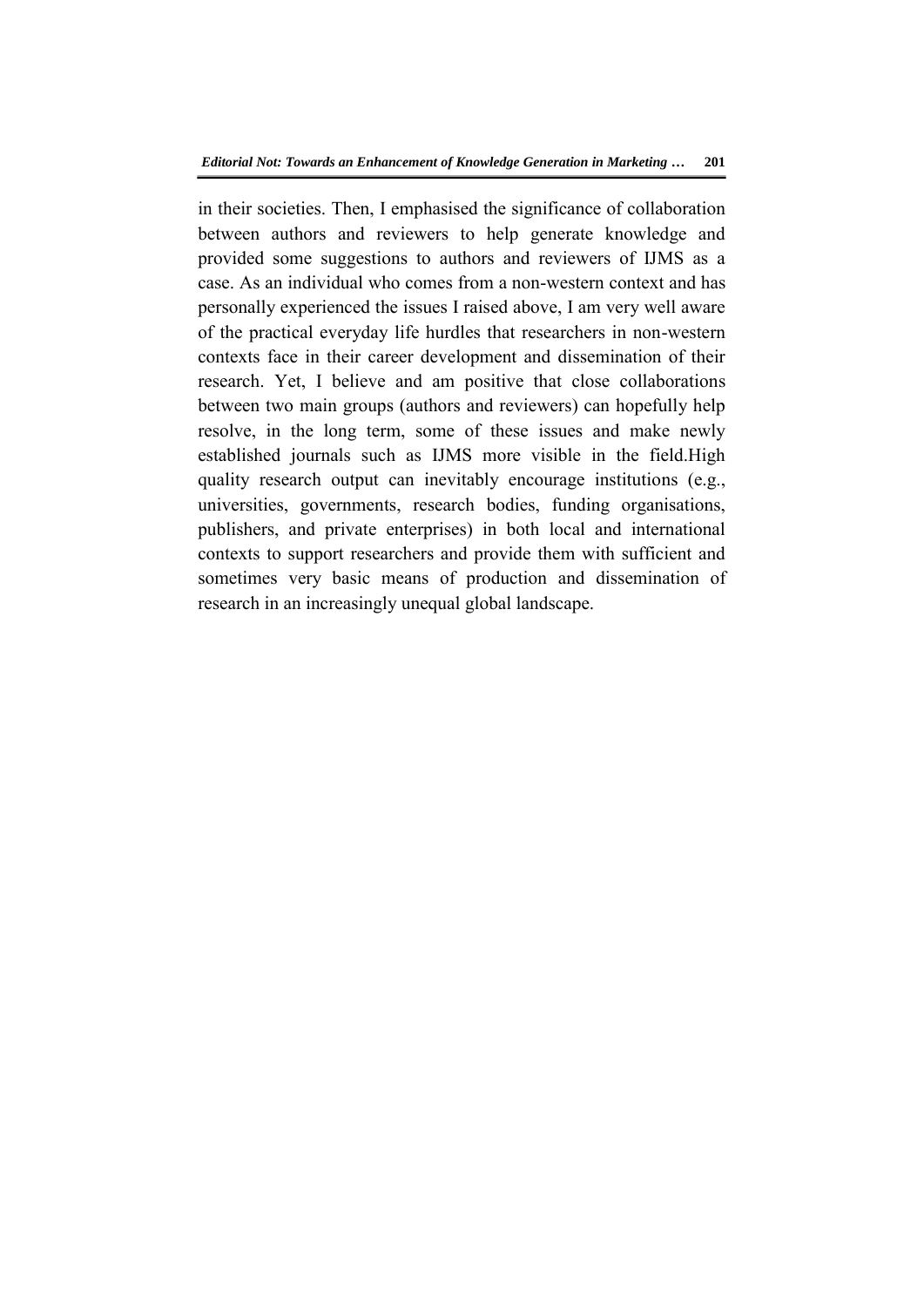in their societies. Then, I emphasised the significance of collaboration between authors and reviewers to help generate knowledge and provided some suggestions to authors and reviewers of IJMS as a case. As an individual who comes from a non-western context and has personally experienced the issues I raised above, I am very well aware of the practical everyday life hurdles that researchers in non-western contexts face in their career development and dissemination of their research. Yet, I believe and am positive that close collaborations between two main groups (authors and reviewers) can hopefully help resolve, in the long term, some of these issues and make newly established journals such as IJMS more visible in the field.High quality research output can inevitably encourage institutions (e.g., universities, governments, research bodies, funding organisations, publishers, and private enterprises) in both local and international contexts to support researchers and provide them with sufficient and sometimes very basic means of production and dissemination of research in an increasingly unequal global landscape.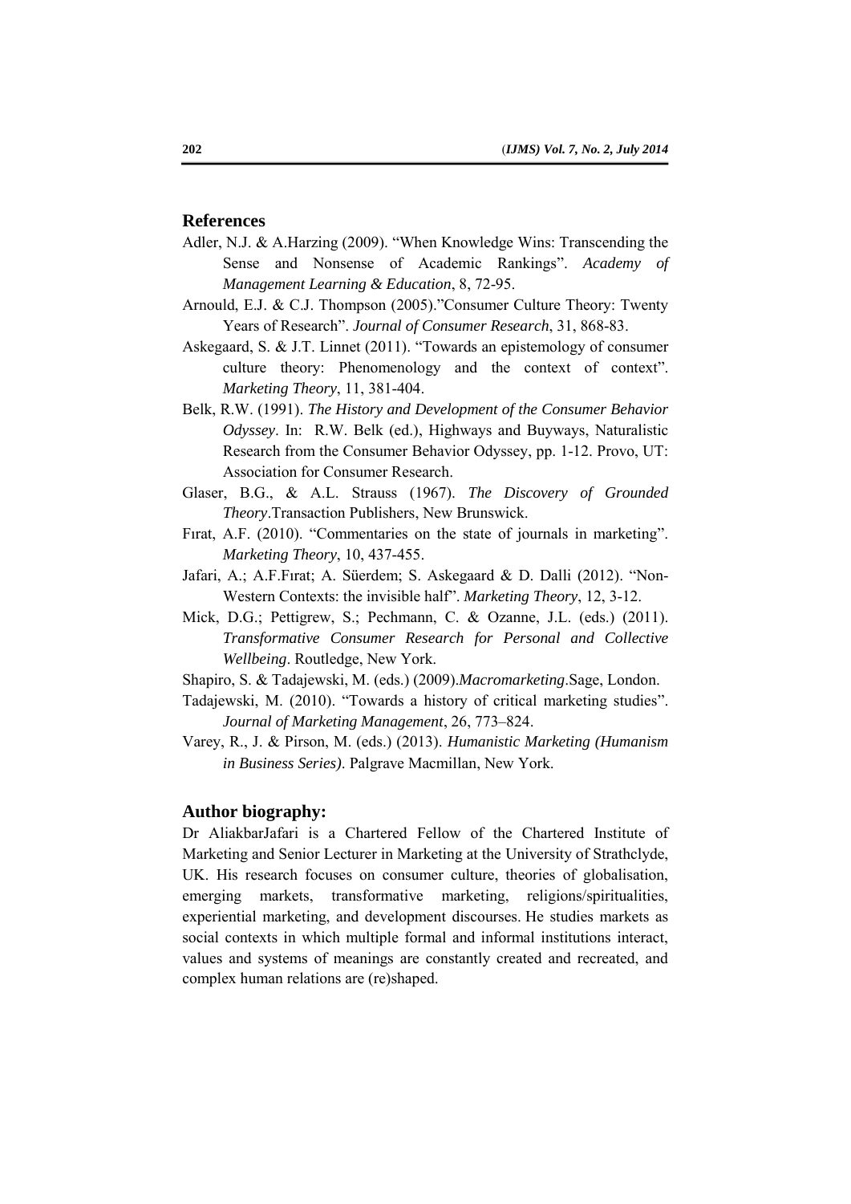## References

Adler, N.J. & A.Harzing (2009). "When Knowledge Wins: Transcending the Sense and Nonsense of Academic Rankings". *Academy of Management Learning & Education*, 8, 72-95.

Arnould, E.J. & C.J. Thompson (2005)."Consumer Culture Theory: Twenty Years of Research". *Journal of Consumer Research*, 31, 868-83.

Askegaard, S. & J.T. Linnet (2011). "Towards an epistemology of consumer culture theory: Phenomenology and the context of context". *Marketing Theory*, 11, 381-404.

Belk, R.W. (1991). *The History and Development of the Consumer Behavior Odyssey*. In: R.W. Belk (ed.), Highways and Buyways, Naturalistic Research from the Consumer Behavior Odyssey, pp. 1-12. Provo, UT: Association for Consumer Research.

Glaser, B.G., & A.L. Strauss (1967). *The Discovery of Grounded Theory*.Transaction Publishers, New Brunswick.

Fırat, A.F. (2010). "Commentaries on the state of journals in marketing". *Marketing Theory*, 10, 437-455.

Jafari, A.; A.F.Fırat; A. Süerdem; S. Askegaard & D. Dalli (2012). "Non-Western Contexts: the invisible half". *Marketing Theory*, 12, 3-12.

Mick, D.G.; Pettigrew, S.; Pechmann, C. & Ozanne, J.L. (eds.) (2011). *Transformative Consumer Research for Personal and Collective Wellbeing*. Routledge, New York.

Shapiro, S. & Tadajewski, M. (eds.) (2009).*Macromarketing*.Sage, London.

Tadajewski, M. (2010). "Towards a history of critical marketing studies". *Journal of Marketing Management*, 26, 773–824.

Varey, R., J. & Pirson, M. (eds.) (2013). *Humanistic Marketing (Humanism in Business Series)*. Palgrave Macmillan, New York.

## Author biography:

Dr AliakbarJafari is a Chartered Fellow of the Chartered Institute of Marketing and Senior Lecturer in Marketing at the University of Strathclyde, UK. His research focuses on consumer culture, theories of globalisation, emerging markets, transformative marketing, religions/spiritualities, experiential marketing, and development discourses. He studies markets as social contexts in which multiple formal and informal institutions interact, values and systems of meanings are constantly created and recreated, and complex human relations are (re)shaped.